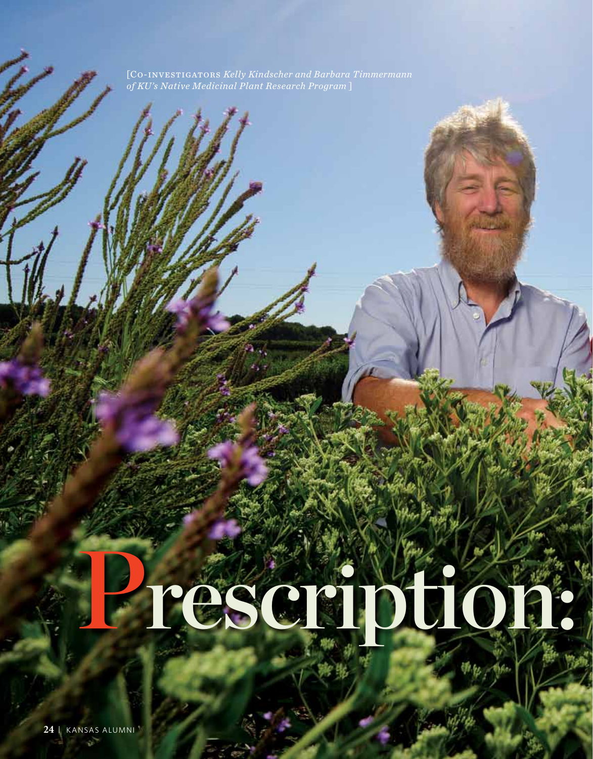[Co-investigators *Kelly Kindscher and Barbara Timmermann of KU's Native Medicinal Plant Research Program* ]

# Prescription: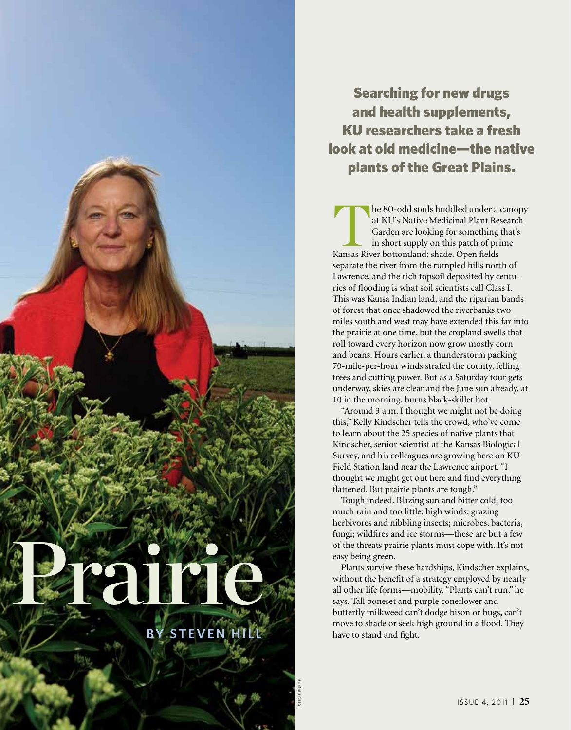# Prairie

BY STEVEN HILL

STEVE PUPPE

## Searching for new drugs and health supplements, KU researchers take a fresh look at old medicine—the native plants of the Great Plains.

The 80-odd souls huddled under a canopy at KU's Native Medicinal Plant Research Garden are looking for something that's in short supply on this patch of prime Kansas River bottomland: shade. Open fields separate the river from the rumpled hills north of Lawrence, and the rich topsoil deposited by centuries of flooding is what soil scientists call Class I. This was Kansa Indian land, and the riparian bands of forest that once shadowed the riverbanks two miles south and west may have extended this far into the prairie at one time, but the cropland swells that roll toward every horizon now grow mostly corn and beans. Hours earlier, a thunderstorm packing 70-mile-per-hour winds strafed the county, felling trees and cutting power. But as a Saturday tour gets underway, skies are clear and the June sun already, at 10 in the morning, burns black-skillet hot.

"Around 3 a.m. I thought we might not be doing this," Kelly Kindscher tells the crowd, who've come to learn about the 25 species of native plants that Kindscher, senior scientist at the Kansas Biological Survey, and his colleagues are growing here on KU Field Station land near the Lawrence airport. "I thought we might get out here and find everything flattened. But prairie plants are tough."

Tough indeed. Blazing sun and bitter cold; too much rain and too little; high winds; grazing herbivores and nibbling insects; microbes, bacteria, fungi; wildfires and ice storms—these are but a few of the threats prairie plants must cope with. It's not easy being green.

Plants survive these hardships, Kindscher explains, without the benefit of a strategy employed by nearly all other life forms—mobility. "Plants can't run," he says. Tall boneset and purple coneflower and butterfly milkweed can't dodge bison or bugs, can't move to shade or seek high ground in a flood. They have to stand and fight.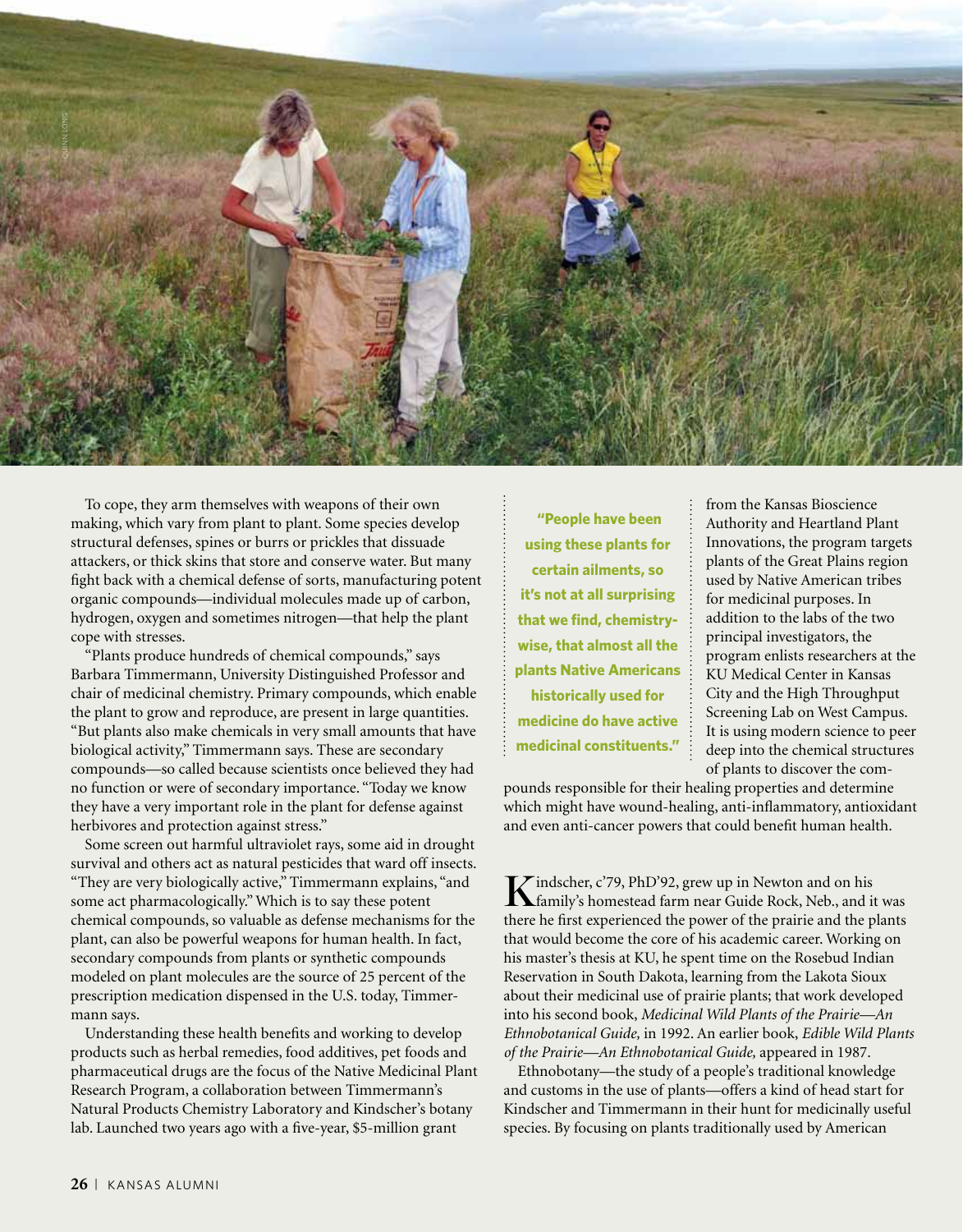To cope, they arm themselves with weapons of their own making, which vary from plant to plant. Some species develop structural defenses, spines or burrs or prickles that dissuade attackers, or thick skins that store and conserve water. But many fight back with a chemical defense of sorts, manufacturing potent organic compounds—individual molecules made up of carbon, hydrogen, oxygen and sometimes nitrogen—that help the plant cope with stresses.

"Plants produce hundreds of chemical compounds," says Barbara Timmermann, University Distinguished Professor and chair of medicinal chemistry. Primary compounds, which enable the plant to grow and reproduce, are present in large quantities. "But plants also make chemicals in very small amounts that have biological activity," Timmermann says. These are secondary compounds—so called because scientists once believed they had no function or were of secondary importance. "Today we know they have a very important role in the plant for defense against herbivores and protection against stress."

Some screen out harmful ultraviolet rays, some aid in drought survival and others act as natural pesticides that ward off insects. "They are very biologically active," Timmermann explains, "and some act pharmacologically." Which is to say these potent chemical compounds, so valuable as defense mechanisms for the plant, can also be powerful weapons for human health. In fact, secondary compounds from plants or synthetic compounds modeled on plant molecules are the source of 25 percent of the prescription medication dispensed in the U.S. today, Timmermann says.

Understanding these health benefits and working to develop products such as herbal remedies, food additives, pet foods and pharmaceutical drugs are the focus of the Native Medicinal Plant Research Program, a collaboration between Timmermann's Natural Products Chemistry Laboratory and Kindscher's botany lab. Launched two years ago with a five-year, $5-million grant from the Kansas Bioscience Authority and Heartland Plant Innovations, the program targets plants of the Great Plains region used by Native American tribes for medicinal purposes. In addition to the labs of the two principal investigators, the program enlists researchers at the KU Medical Center in Kansas City and the High Throughput Screening Lab on West Campus. It is using modern science to peer deep into the chemical structures of plants to discover the compounds responsible for their healing properties and determine which might have wound-healing, anti-inflammatory, antioxidant and even anti-cancer powers that could benefit human health.

**"People have been using these plants for certain ailments, so it's not at all surprising that we find, chemistry-wise, that almost all the plants Native Americans historically used for medicine do have active medicinal constituents."**

Kindscher, c'79, PhD'92, grew up in Newton and on his family's homestead farm near Guide Rock, Neb., and it was there he first experienced the power of the prairie and the plants that would become the core of his academic career. Working on his master's thesis at KU, he spent time on the Rosebud Indian Reservation in South Dakota, learning from the Lakota Sioux about their medicinal use of prairie plants; that work developed into his second book, *Medicinal Wild Plants of the Prairie—An Ethnobotanical Guide,* in 1992. An earlier book, *Edible Wild Plants of the Prairie—An Ethnobotanical Guide,* appeared in 1987.

Ethnobotany—the study of a people's traditional knowledge and customs in the use of plants—offers a kind of head start for Kindscher and Timmermann in their hunt for medicinally useful species. By focusing on plants traditionally used by American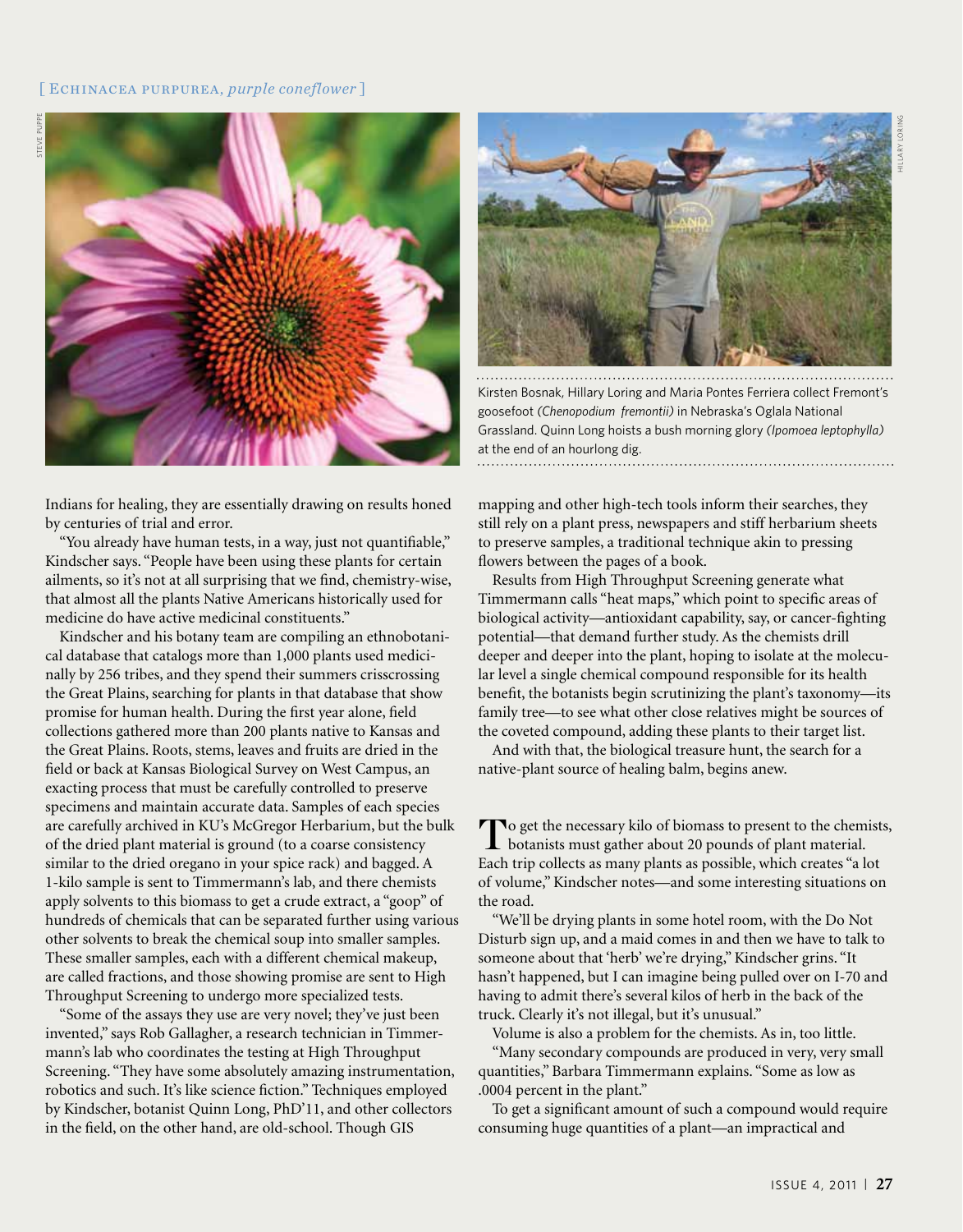[ ECHINACEA PURPUREA, *purple coneflower* ]

Kirsten Bosnak, Hillary Loring and Maria Pontes Ferriera collect Fremont's goosefoot *(Chenopodium fremontii)* in Nebraska's Oglala National Grassland. Quinn Long hoists a bush morning glory *(Ipomoea leptophylla)* at the end of an hourlong dig.

Indians for healing, they are essentially drawing on results honed by centuries of trial and error.

"You already have human tests, in a way, just not quantifiable," Kindscher says. "People have been using these plants for certain ailments, so it's not at all surprising that we find, chemistry-wise, that almost all the plants Native Americans historically used for medicine do have active medicinal constituents."

Kindscher and his botany team are compiling an ethnobotanical database that catalogs more than 1,000 plants used medicinally by 256 tribes, and they spend their summers crisscrossing the Great Plains, searching for plants in that database that show promise for human health. During the first year alone, field collections gathered more than 200 plants native to Kansas and the Great Plains. Roots, stems, leaves and fruits are dried in the field or back at Kansas Biological Survey on West Campus, an exacting process that must be carefully controlled to preserve specimens and maintain accurate data. Samples of each species are carefully archived in KU's McGregor Herbarium, but the bulk of the dried plant material is ground (to a coarse consistency similar to the dried oregano in your spice rack) and bagged. A 1-kilo sample is sent to Timmermann's lab, and there chemists apply solvents to this biomass to get a crude extract, a "goop" of hundreds of chemicals that can be separated further using various other solvents to break the chemical soup into smaller samples. These smaller samples, each with a different chemical makeup, are called fractions, and those showing promise are sent to High Throughput Screening to undergo more specialized tests.

"Some of the assays they use are very novel; they've just been invented," says Rob Gallagher, a research technician in Timmermann's lab who coordinates the testing at High Throughput Screening. "They have some absolutely amazing instrumentation, robotics and such. It's like science fiction." Techniques employed by Kindscher, botanist Quinn Long, PhD'11, and other collectors in the field, on the other hand, are old-school. Though GIS mapping and other high-tech tools inform their searches, they still rely on a plant press, newspapers and stiff herbarium sheets to preserve samples, a traditional technique akin to pressing flowers between the pages of a book.

Results from High Throughput Screening generate what Timmermann calls "heat maps," which point to specific areas of biological activity—antioxidant capability, say, or cancer-fighting potential—that demand further study. As the chemists drill deeper and deeper into the plant, hoping to isolate at the molecular level a single chemical compound responsible for its health benefit, the botanists begin scrutinizing the plant's taxonomy—its family tree—to see what other close relatives might be sources of the coveted compound, adding these plants to their target list.

And with that, the biological treasure hunt, the search for a native-plant source of healing balm, begins anew.

To get the necessary kilo of biomass to present to the chemists, botanists must gather about 20 pounds of plant material. Each trip collects as many plants as possible, which creates "a lot of volume," Kindscher notes—and some interesting situations on the road.

"We'll be drying plants in some hotel room, with the Do Not Disturb sign up, and a maid comes in and then we have to talk to someone about that 'herb' we're drying," Kindscher grins. "It hasn't happened, but I can imagine being pulled over on I-70 and having to admit there's several kilos of herb in the back of the truck. Clearly it's not illegal, but it's unusual."

Volume is also a problem for the chemists. As in, too little.

"Many secondary compounds are produced in very, very small quantities," Barbara Timmermann explains. "Some as low as .0004 percent in the plant."

To get a significant amount of such a compound would require consuming huge quantities of a plant—an impractical and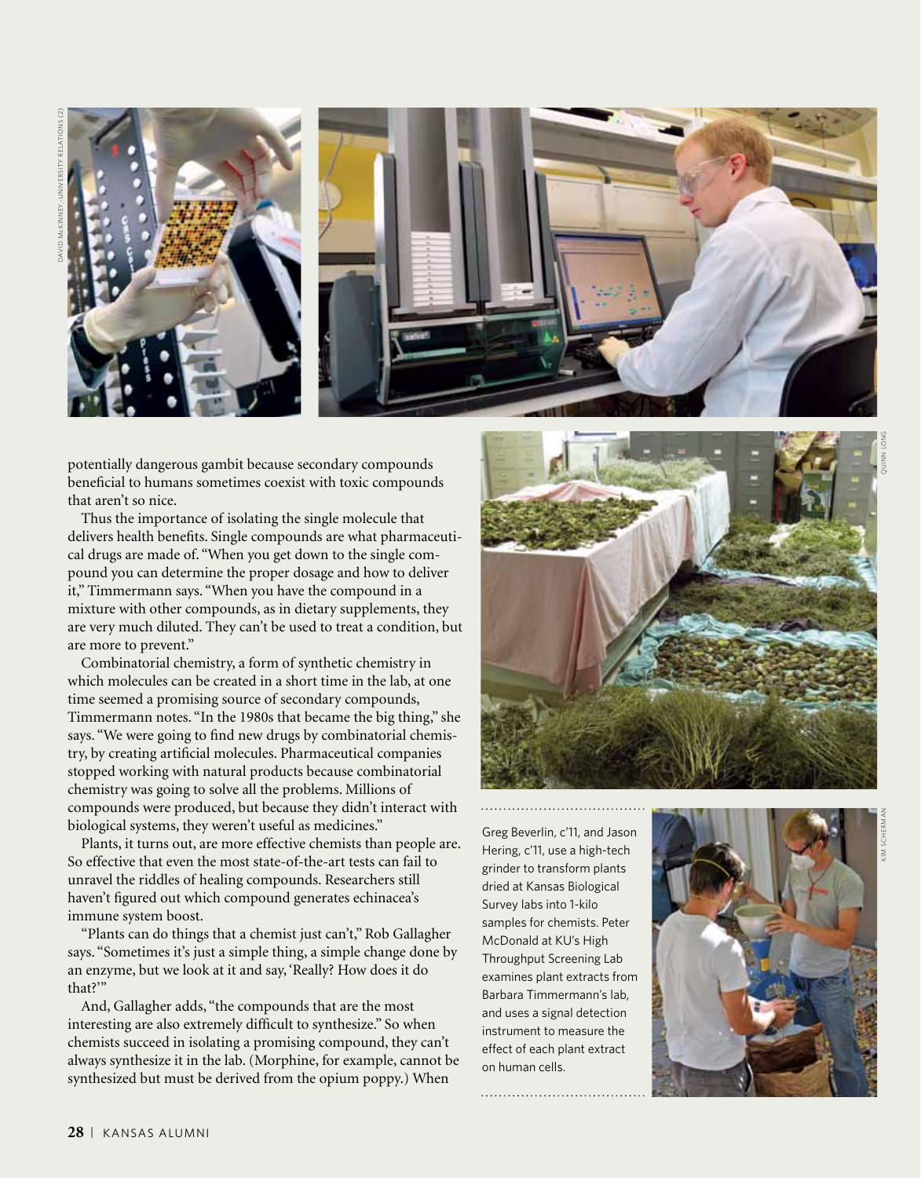potentially dangerous gambit because secondary compounds beneficial to humans sometimes coexist with toxic compounds that aren't so nice.

Thus the importance of isolating the single molecule that delivers health benefits. Single compounds are what pharmaceutical drugs are made of. "When you get down to the single compound you can determine the proper dosage and how to deliver it," Timmermann says. "When you have the compound in a mixture with other compounds, as in dietary supplements, they are very much diluted. They can't be used to treat a condition, but are more to prevent."

Combinatorial chemistry, a form of synthetic chemistry in which molecules can be created in a short time in the lab, at one time seemed a promising source of secondary compounds, Timmermann notes. "In the 1980s that became the big thing," she says. "We were going to find new drugs by combinatorial chemistry, by creating artificial molecules. Pharmaceutical companies stopped working with natural products because combinatorial chemistry was going to solve all the problems. Millions of compounds were produced, but because they didn't interact with biological systems, they weren't useful as medicines."

Plants, it turns out, are more effective chemists than people are. So effective that even the most state-of-the-art tests can fail to unravel the riddles of healing compounds. Researchers still haven't figured out which compound generates echinacea's immune system boost.

"Plants can do things that a chemist just can't," Rob Gallagher says. "Sometimes it's just a simple thing, a simple change done by an enzyme, but we look at it and say, 'Really? How does it do that?'"

And, Gallagher adds, "the compounds that are the most interesting are also extremely difficult to synthesize." So when chemists succeed in isolating a promising compound, they can't always synthesize it in the lab. (Morphine, for example, cannot be synthesized but must be derived from the opium poppy.) When

Greg Beverlin, c'11, and Jason Hering, c'11, use a high-tech grinder to transform plants dried at Kansas Biological Survey labs into 1-kilo samples for chemists. Peter McDonald at KU's High Throughput Screening Lab examines plant extracts from Barbara Timmermann's lab, and uses a signal detection instrument to measure the effect of each plant extract on human cells.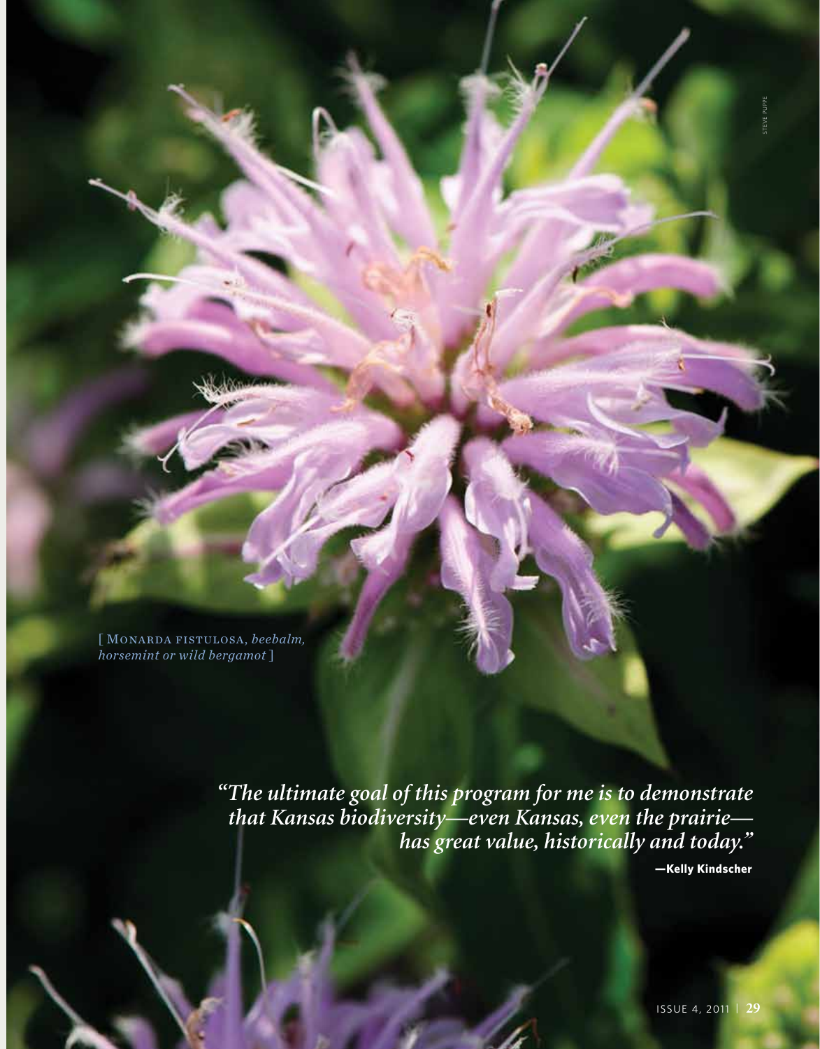[ MONARDA FISTULOSA, *beebalm, horsemint or wild bergamot* ]

*"The ultimate goal of this program for me is to demonstrate that Kansas biodiversity—even Kansas, even the prairie—has great value, historically and today."*

**—Kelly Kindscher**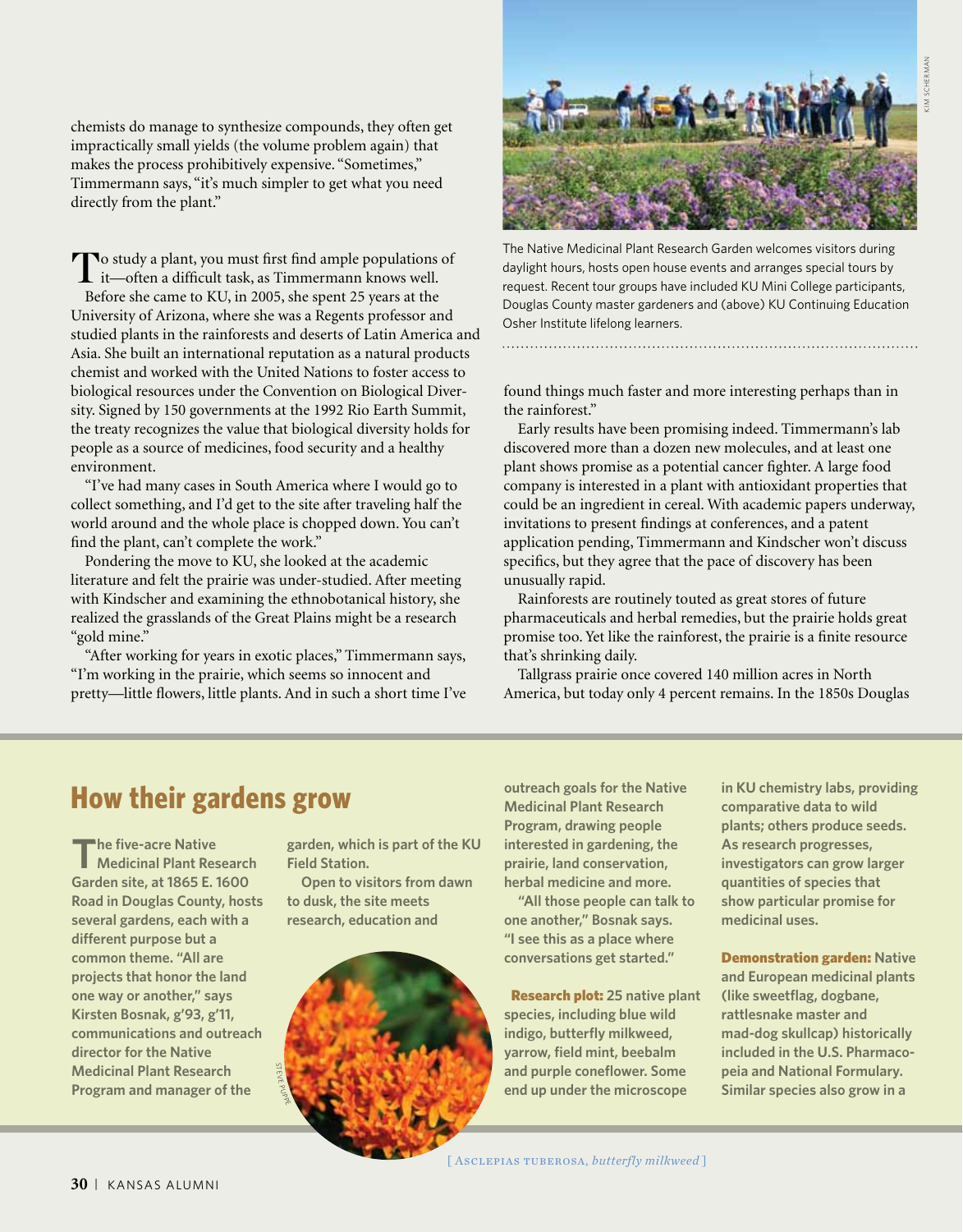chemists do manage to synthesize compounds, they often get impractically small yields (the volume problem again) that makes the process prohibitively expensive. "Sometimes," Timmermann says, "it's much simpler to get what you need directly from the plant."

To study a plant, you must first find ample populations of it—often a difficult task, as Timmermann knows well.

Before she came to KU, in 2005, she spent 25 years at the University of Arizona, where she was a Regents professor and studied plants in the rainforests and deserts of Latin America and Asia. She built an international reputation as a natural products chemist and worked with the United Nations to foster access to biological resources under the Convention on Biological Diversity. Signed by 150 governments at the 1992 Rio Earth Summit, the treaty recognizes the value that biological diversity holds for people as a source of medicines, food security and a healthy environment.

"I've had many cases in South America where I would go to collect something, and I'd get to the site after traveling half the world around and the whole place is chopped down. You can't find the plant, can't complete the work."

Pondering the move to KU, she looked at the academic literature and felt the prairie was under-studied. After meeting with Kindscher and examining the ethnobotanical history, she realized the grasslands of the Great Plains might be a research "gold mine."

"After working for years in exotic places," Timmermann says, "I'm working in the prairie, which seems so innocent and pretty—little flowers, little plants. And in such a short time I've found things much faster and more interesting perhaps than in the rainforest."

The Native Medicinal Plant Research Garden welcomes visitors during daylight hours, hosts open house events and arranges special tours by request. Recent tour groups have included KU Mini College participants, Douglas County master gardeners and (above) KU Continuing Education Osher Institute lifelong learners.

Early results have been promising indeed. Timmermann's lab discovered more than a dozen new molecules, and at least one plant shows promise as a potential cancer fighter. A large food company is interested in a plant with antioxidant properties that could be an ingredient in cereal. With academic papers underway, invitations to present findings at conferences, and a patent application pending, Timmermann and Kindscher won't discuss specifics, but they agree that the pace of discovery has been unusually rapid.

Rainforests are routinely touted as great stores of future pharmaceuticals and herbal remedies, but the prairie holds great promise too. Yet like the rainforest, the prairie is a finite resource that's shrinking daily.

Tallgrass prairie once covered 140 million acres in North America, but today only 4 percent remains. In the 1850s Douglas

## How their gardens grow

**The five-acre Native Medicinal Plant Research Garden site, at 1865 E. 1600 Road in Douglas County, hosts several gardens, each with a different purpose but a common theme. "All are projects that honor the land one way or another," says Kirsten Bosnak, g'93, g'11, communications and outreach director for the Native Medicinal Plant Research Program and manager of the garden, which is part of the KU Field Station.**

**Open to visitors from dawn to dusk, the site meets research, education and outreach goals for the Native Medicinal Plant Research Program, drawing people interested in gardening, the prairie, land conservation, herbal medicine and more.**

**"All those people can talk to one another," Bosnak says. "I see this as a place where conversations get started."**

**Research plot: 25 native plant species, including blue wild indigo, butterfly milkweed, yarrow, field mint, beebalm and purple coneflower. Some end up under the microscope in KU chemistry labs, providing comparative data to wild plants; others produce seeds. As research progresses, investigators can grow larger quantities of species that show particular promise for medicinal uses.**

**Demonstration garden: Native and European medicinal plants (like sweetflag, dogbane, rattlesnake master and mad-dog skullcap) historically included in the U.S. Pharmacopeia and National Formulary. Similar species also grow in a**

[ Asclepias tuberosa, *butterfly milkweed* ]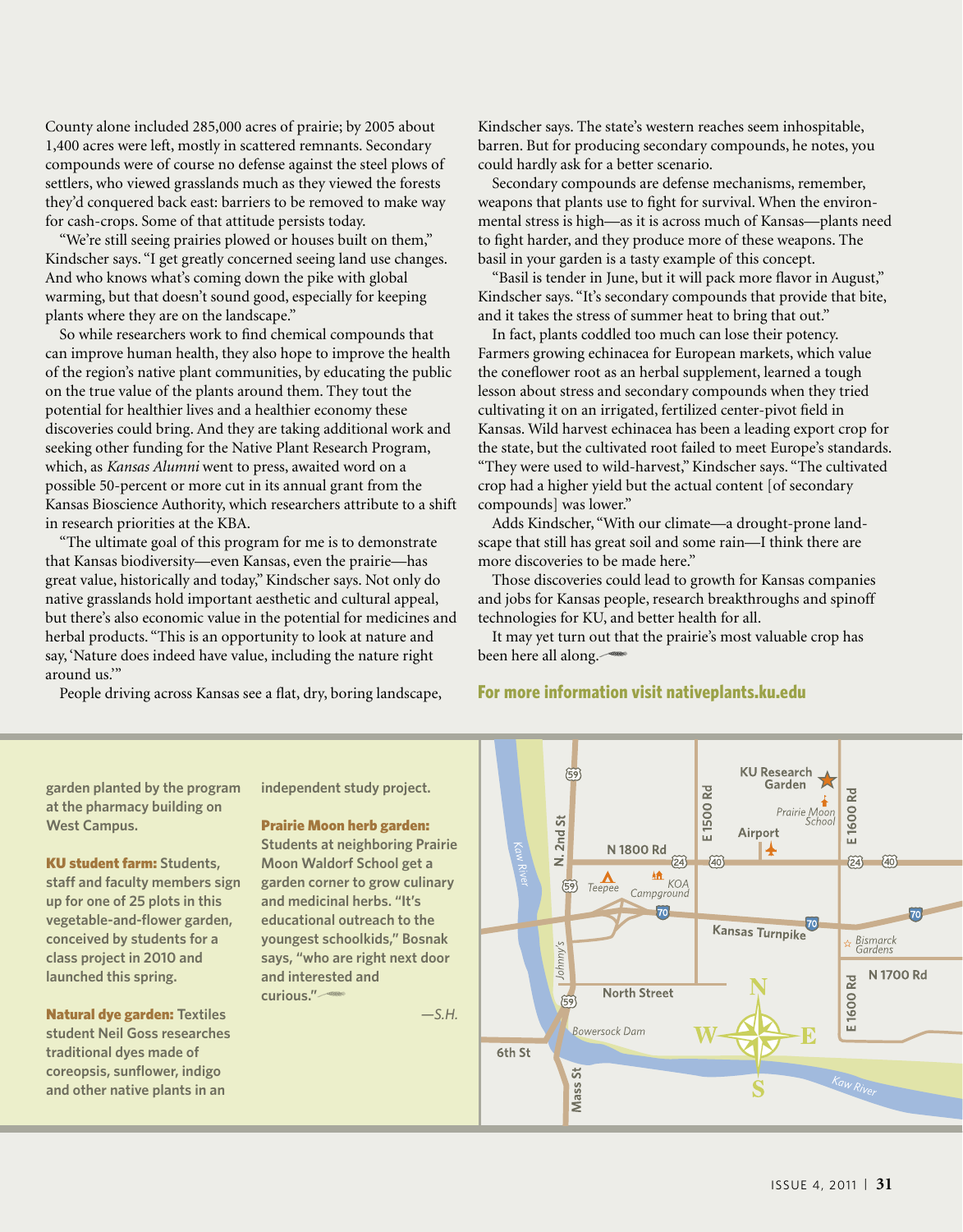County alone included 285,000 acres of prairie; by 2005 about 1,400 acres were left, mostly in scattered remnants. Secondary compounds were of course no defense against the steel plows of settlers, who viewed grasslands much as they viewed the forests they'd conquered back east: barriers to be removed to make way for cash-crops. Some of that attitude persists today.

"We're still seeing prairies plowed or houses built on them," Kindscher says. "I get greatly concerned seeing land use changes. And who knows what's coming down the pike with global warming, but that doesn't sound good, especially for keeping plants where they are on the landscape."

So while researchers work to find chemical compounds that can improve human health, they also hope to improve the health of the region's native plant communities, by educating the public on the true value of the plants around them. They tout the potential for healthier lives and a healthier economy these discoveries could bring. And they are taking additional work and seeking other funding for the Native Plant Research Program, which, as *Kansas Alumni* went to press, awaited word on a possible 50-percent or more cut in its annual grant from the Kansas Bioscience Authority, which researchers attribute to a shift in research priorities at the KBA.

"The ultimate goal of this program for me is to demonstrate that Kansas biodiversity—even Kansas, even the prairie—has great value, historically and today," Kindscher says. Not only do native grasslands hold important aesthetic and cultural appeal, but there's also economic value in the potential for medicines and herbal products. "This is an opportunity to look at nature and say, 'Nature does indeed have value, including the nature right around us.'"

People driving across Kansas see a flat, dry, boring landscape, Kindscher says. The state's western reaches seem inhospitable, barren. But for producing secondary compounds, he notes, you could hardly ask for a better scenario.

Secondary compounds are defense mechanisms, remember, weapons that plants use to fight for survival. When the environmental stress is high—as it is across much of Kansas—plants need to fight harder, and they produce more of these weapons. The basil in your garden is a tasty example of this concept.

"Basil is tender in June, but it will pack more flavor in August," Kindscher says. "It's secondary compounds that provide that bite, and it takes the stress of summer heat to bring that out."

In fact, plants coddled too much can lose their potency. Farmers growing echinacea for European markets, which value the coneflower root as an herbal supplement, learned a tough lesson about stress and secondary compounds when they tried cultivating it on an irrigated, fertilized center-pivot field in Kansas. Wild harvest echinacea has been a leading export crop for the state, but the cultivated root failed to meet Europe's standards. "They were used to wild-harvest," Kindscher says. "The cultivated crop had a higher yield but the actual content [of secondary compounds] was lower."

Adds Kindscher, "With our climate—a drought-prone landscape that still has great soil and some rain—I think there are more discoveries to be made here."

Those discoveries could lead to growth for Kansas companies and jobs for Kansas people, research breakthroughs and spinoff technologies for KU, and better health for all.

It may yet turn out that the prairie's most valuable crop has been here all along.

**For more information visit nativeplants.ku.edu**

**garden planted by the program at the pharmacy building on West Campus.**

**KU student farm: Students, staff and faculty members sign up for one of 25 plots in this vegetable-and-flower garden, conceived by students for a class project in 2010 and launched this spring.**

**Natural dye garden: Textiles student Neil Goss researches traditional dyes made of coreopsis, sunflower, indigo and other native plants in an independent study project.**

**Prairie Moon herb garden: Students at neighboring Prairie Moon Waldorf School get a garden corner to grow culinary and medicinal herbs. "It's educational outreach to the youngest schoolkids," Bosnak says, "who are right next door and interested and curious."**

—S.H.

59
KU Research Garden
Prairie Moon School
Airport
E 1500 Rd
E 1600 Rd
N. 2nd St
N 1800 Rd
24
40
Kaw River
Teepee
KOA Campground
70
Kansas Turnpike
Bismarck Gardens
N 1700 Rd
Johnny's
North Street
N
W
E
S
Bowersock Dam
6th St
Mass St
Kaw River